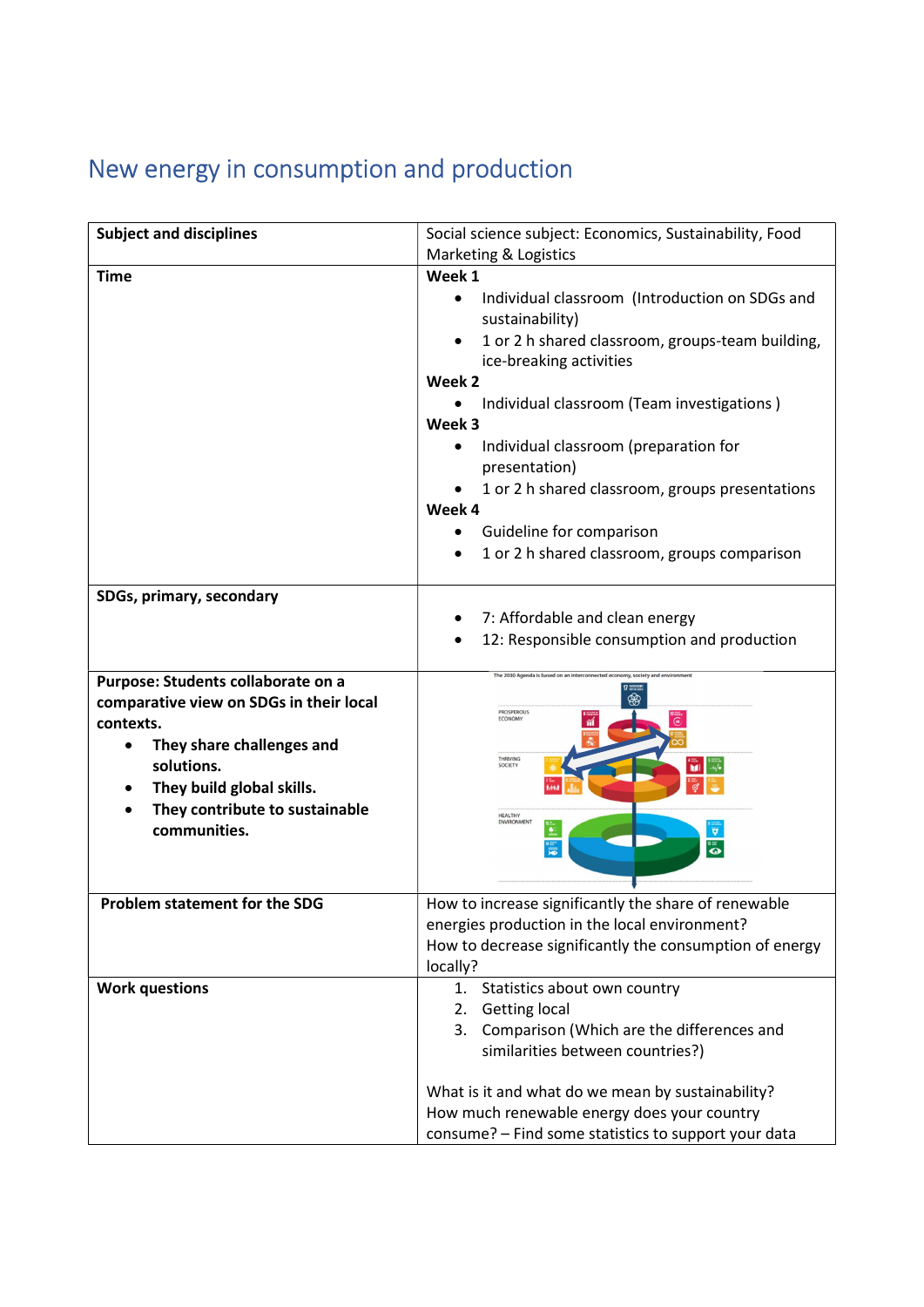# New energy in consumption and production

| Subject and disciplines | Social science subject: Economics, Sustainability, Food Marketing & Logistics |
|---|---|
| **Time** | **Week 1**<br>• Individual classroom (Introduction on SDGs and sustainability)<br>• 1 or 2 h shared classroom, groups-team building, ice-breaking activities<br>**Week 2**<br>• Individual classroom (Team investigations )<br>**Week 3**<br>• Individual classroom (preparation for presentation)<br>• 1 or 2 h shared classroom, groups presentations<br>**Week 4**<br>• Guideline for comparison<br>• 1 or 2 h shared classroom, groups comparison |
| **SDGs, primary, secondary** | • 7: Affordable and clean energy<br>• 12: Responsible consumption and production |
| **Purpose: Students collaborate on a comparative view on SDGs in their local contexts.**<br>• **They share challenges and solutions.**<br>• **They build global skills.**<br>• **They contribute to sustainable communities.** | |
| **Problem statement for the SDG** | How to increase significantly the share of renewable energies production in the local environment?<br>How to decrease significantly the consumption of energy locally? |
| **Work questions** | 1. Statistics about own country<br>2. Getting local<br>3. Comparison (Which are the differences and similarities between countries?)<br><br>What is it and what do we mean by sustainability?<br>How much renewable energy does your country consume? – Find some statistics to support your data |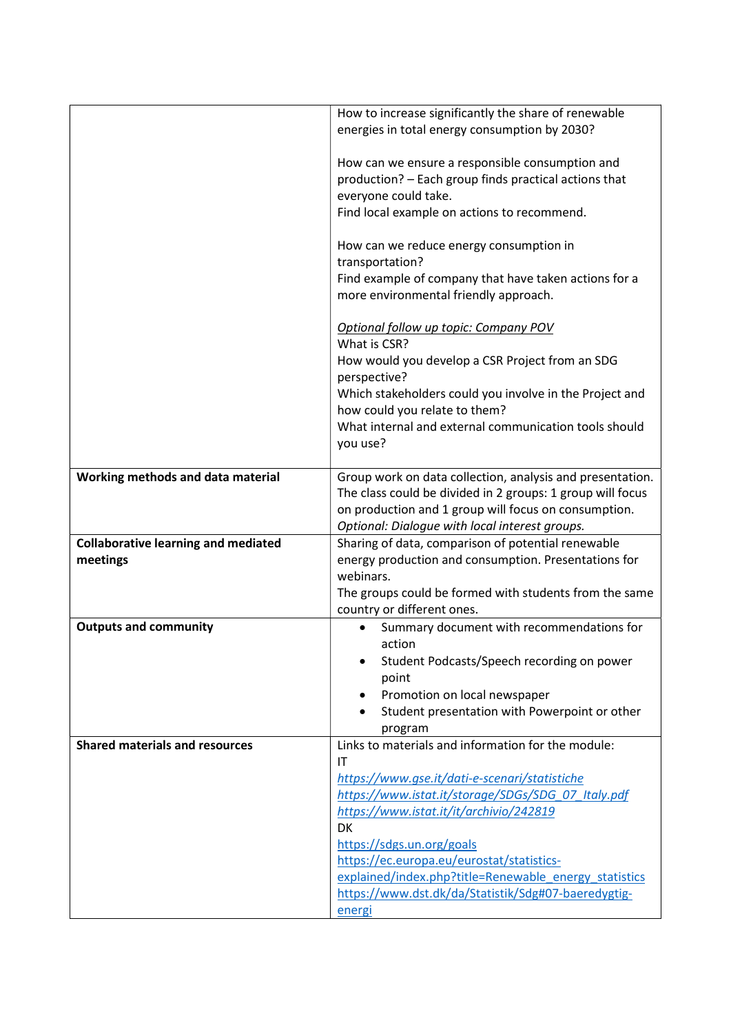| | |
|---|---|
| | How to increase significantly the share of renewable energies in total energy consumption by 2030?<br><br>How can we ensure a responsible consumption and production? – Each group finds practical actions that everyone could take.<br>Find local example on actions to recommend.<br><br>How can we reduce energy consumption in transportation?<br>Find example of company that have taken actions for a more environmental friendly approach.<br><br>*<u>Optional follow up topic: Company POV</u>*<br>What is CSR?<br>How would you develop a CSR Project from an SDG perspective?<br>Which stakeholders could you involve in the Project and how could you relate to them?<br>What internal and external communication tools should you use? |
| **Working methods and data material** | Group work on data collection, analysis and presentation. The class could be divided in 2 groups: 1 group will focus on production and 1 group will focus on consumption.<br>*Optional: Dialogue with local interest groups.* |
| **Collaborative learning and mediated meetings** | Sharing of data, comparison of potential renewable energy production and consumption. Presentations for webinars.<br>The groups could be formed with students from the same country or different ones. |
| **Outputs and community** | • Summary document with recommendations for action<br>• Student Podcasts/Speech recording on power point<br>• Promotion on local newspaper<br>• Student presentation with Powerpoint or other program |
| **Shared materials and resources** | Links to materials and information for the module:<br>IT<br>*https://www.gse.it/dati-e-scenari/statistiche*<br>*https://www.istat.it/storage/SDGs/SDG_07_Italy.pdf*<br>*https://www.istat.it/it/archivio/242819*<br>DK<br>https://sdgs.un.org/goals<br>https://ec.europa.eu/eurostat/statistics-explained/index.php?title=Renewable_energy_statistics<br>https://www.dst.dk/da/Statistik/Sdg#07-baeredygtig-energi |